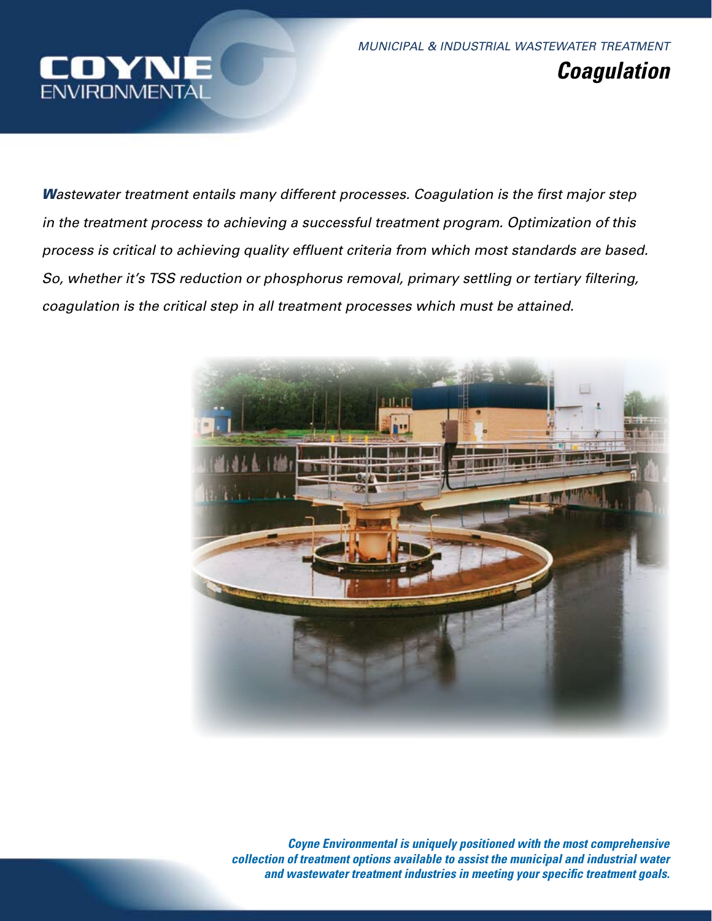COYNE ENVIRONMENTAL

*MUNICIPAL & INDUSTRIAL WASTEWATER TREATMENT*

# *Coagulation*

*Wastewater treatment entails many different processes. Coagulation is the first major step in the treatment process to achieving a successful treatment program. Optimization of this process is critical to achieving quality effluent criteria from which most standards are based. So, whether it's TSS reduction or phosphorus removal, primary settling or tertiary filtering, coagulation is the critical step in all treatment processes which must be attained.*

***Coyne Environmental is uniquely positioned with the most comprehensive collection of treatment options available to assist the municipal and industrial water and wastewater treatment industries in meeting your specific treatment goals.***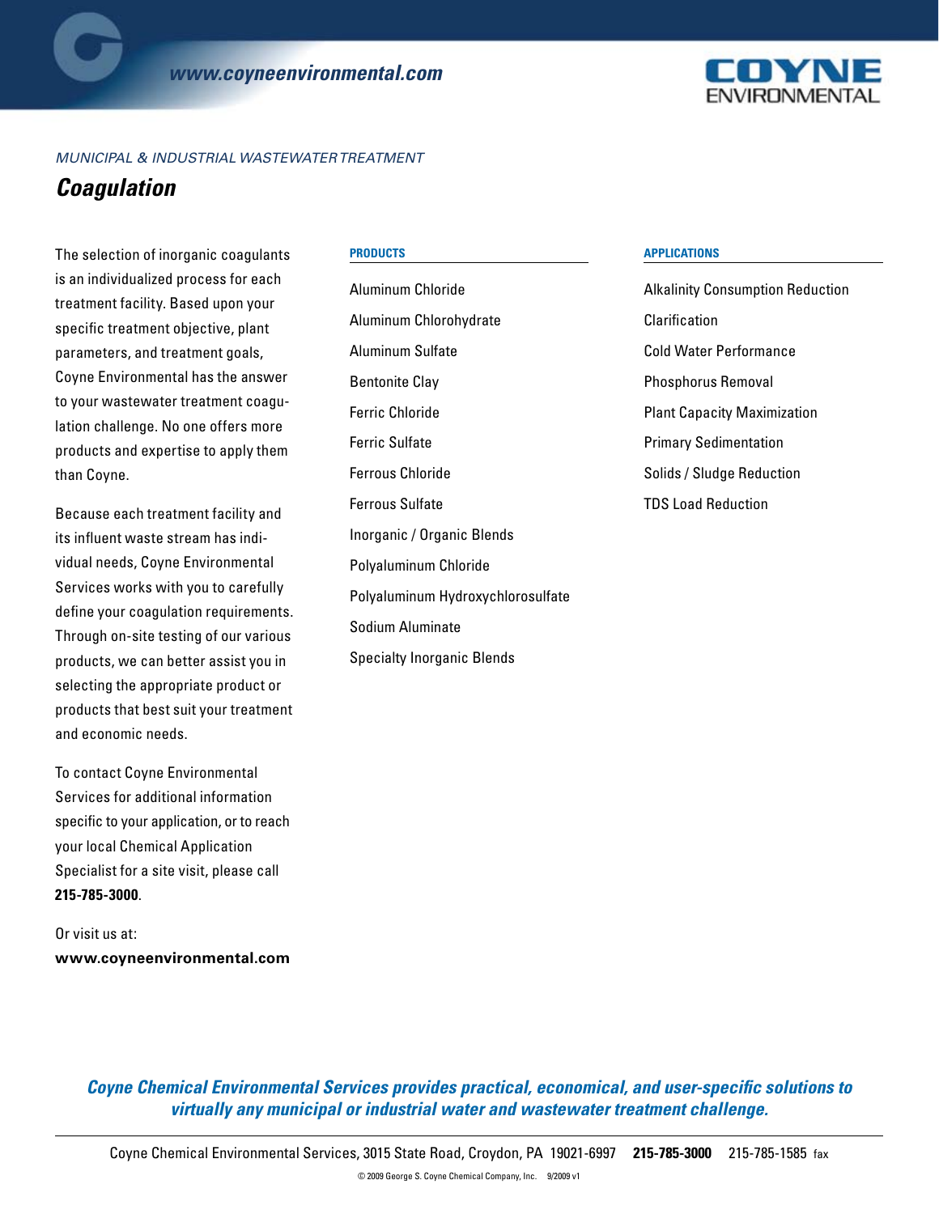www.coyneenvironmental.com

COYNE ENVIRONMENTAL

*MUNICIPAL & INDUSTRIAL WASTEWATER TREATMENT*

# *Coagulation*

The selection of inorganic coagulants is an individualized process for each treatment facility. Based upon your specific treatment objective, plant parameters, and treatment goals, Coyne Environmental has the answer to your wastewater treatment coagulation challenge. No one offers more products and expertise to apply them than Coyne.

Because each treatment facility and its influent waste stream has individual needs, Coyne Environmental Services works with you to carefully define your coagulation requirements. Through on-site testing of our various products, we can better assist you in selecting the appropriate product or products that best suit your treatment and economic needs.

To contact Coyne Environmental Services for additional information specific to your application, or to reach your local Chemical Application Specialist for a site visit, please call **215-785-3000**.

Or visit us at:
**www.coyneenvironmental.com**

**PRODUCTS**

- Aluminum Chloride
- Aluminum Chlorohydrate
- Aluminum Sulfate
- Bentonite Clay
- Ferric Chloride
- Ferric Sulfate
- Ferrous Chloride
- Ferrous Sulfate
- Inorganic / Organic Blends
- Polyaluminum Chloride
- Polyaluminum Hydroxychlorosulfate
- Sodium Aluminate
- Specialty Inorganic Blends

**APPLICATIONS**

- Alkalinity Consumption Reduction
- Clarification
- Cold Water Performance
- Phosphorus Removal
- Plant Capacity Maximization
- Primary Sedimentation
- Solids / Sludge Reduction
- TDS Load Reduction

***Coyne Chemical Environmental Services provides practical, economical, and user-specific solutions to virtually any municipal or industrial water and wastewater treatment challenge.***

Coyne Chemical Environmental Services, 3015 State Road, Croydon, PA 19021-6997 **215-785-3000** 215-785-1585 fax

© 2009 George S. Coyne Chemical Company, Inc. 9/2009 v1